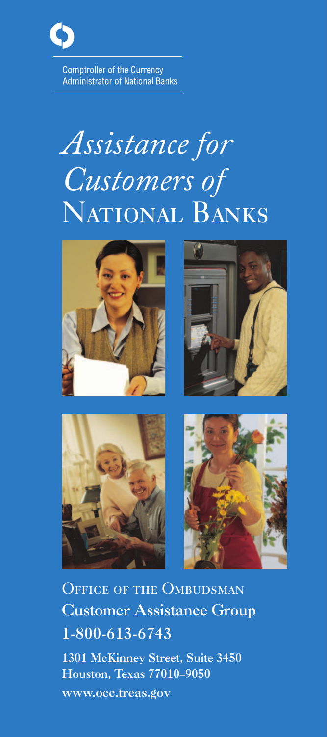Comptroller of the Currency
Administrator of National Banks

# *Assistance for Customers of* National Banks

## Office of the Ombudsman

**Customer Assistance Group**

**1-800-613-6743**

**1301 McKinney Street, Suite 3450**
**Houston, Texas 77010–9050**

**www.occ.treas.gov**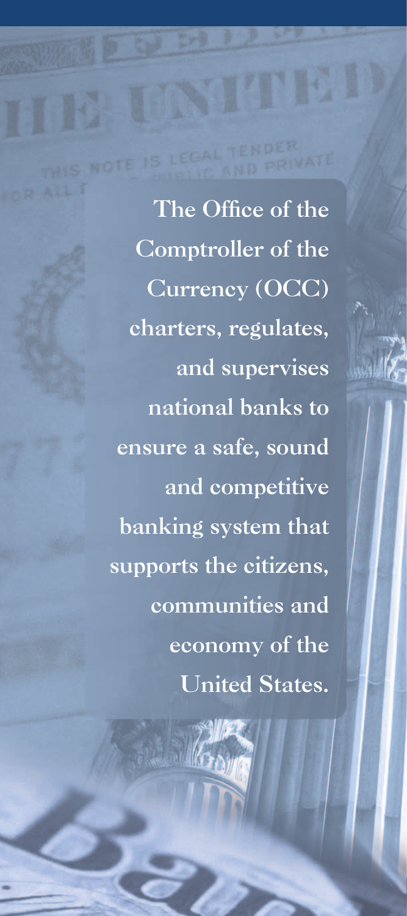**The Office of the Comptroller of the Currency (OCC) charters, regulates, and supervises national banks to ensure a safe, sound and competitive banking system that supports the citizens, communities and economy of the United States.**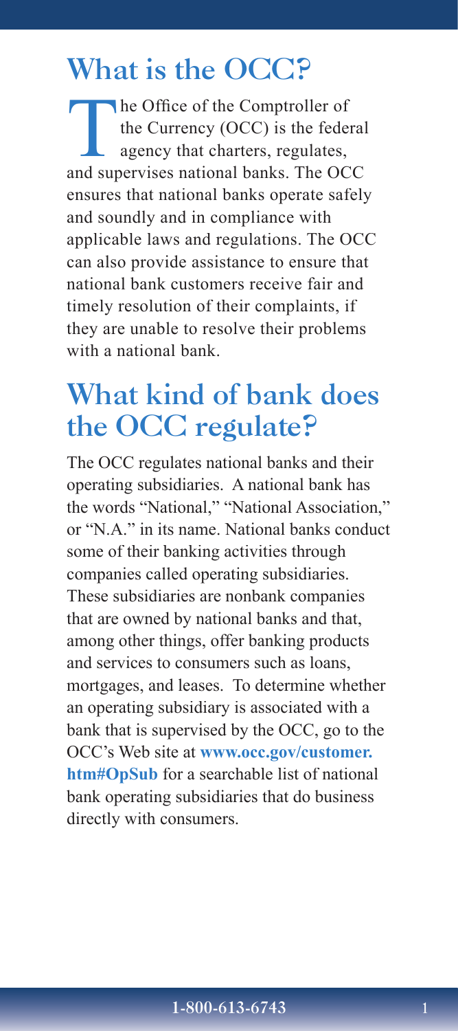# What is the OCC?

The Office of the Comptroller of the Currency (OCC) is the federal agency that charters, regulates, and supervises national banks. The OCC ensures that national banks operate safely and soundly and in compliance with applicable laws and regulations. The OCC can also provide assistance to ensure that national bank customers receive fair and timely resolution of their complaints, if they are unable to resolve their problems with a national bank.

# What kind of bank does the OCC regulate?

The OCC regulates national banks and their operating subsidiaries. A national bank has the words "National," "National Association," or "N.A." in its name. National banks conduct some of their banking activities through companies called operating subsidiaries. These subsidiaries are nonbank companies that are owned by national banks and that, among other things, offer banking products and services to consumers such as loans, mortgages, and leases. To determine whether an operating subsidiary is associated with a bank that is supervised by the OCC, go to the OCC's Web site at **www.occ.gov/customer.htm#OpSub** for a searchable list of national bank operating subsidiaries that do business directly with consumers.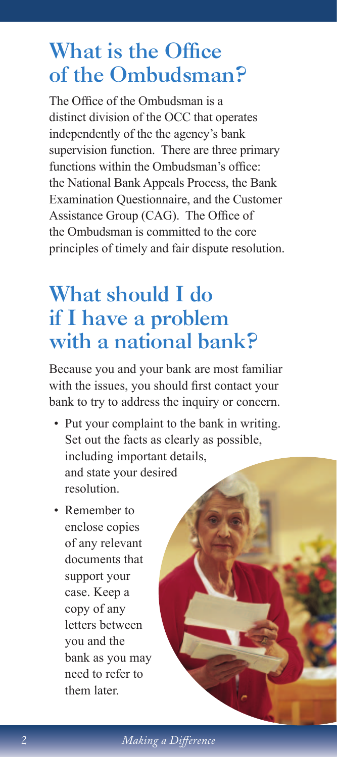## What is the Office of the Ombudsman?

The Office of the Ombudsman is a distinct division of the OCC that operates independently of the the agency's bank supervision function. There are three primary functions within the Ombudsman's office: the National Bank Appeals Process, the Bank Examination Questionnaire, and the Customer Assistance Group (CAG). The Office of the Ombudsman is committed to the core principles of timely and fair dispute resolution.

## What should I do if I have a problem with a national bank?

Because you and your bank are most familiar with the issues, you should first contact your bank to try to address the inquiry or concern.

- Put your complaint to the bank in writing. Set out the facts as clearly as possible, including important details, and state your desired resolution.
- Remember to enclose copies of any relevant documents that support your case. Keep a copy of any letters between you and the bank as you may need to refer to them later.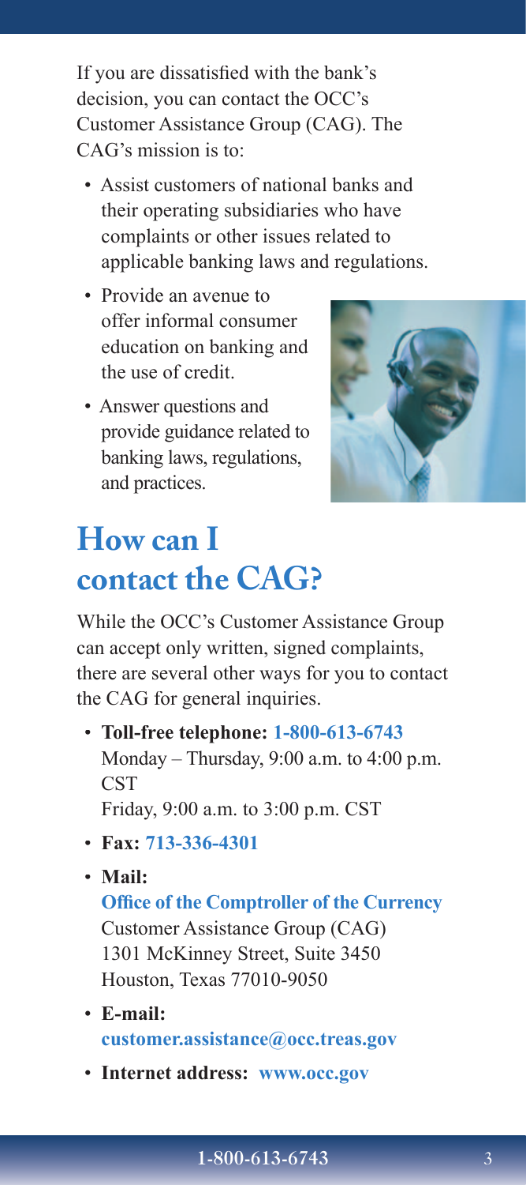If you are dissatisfied with the bank's decision, you can contact the OCC's Customer Assistance Group (CAG). The CAG's mission is to:

- Assist customers of national banks and their operating subsidiaries who have complaints or other issues related to applicable banking laws and regulations.
- Provide an avenue to offer informal consumer education on banking and the use of credit.
- Answer questions and provide guidance related to banking laws, regulations, and practices.

## How can I contact the CAG?

While the OCC's Customer Assistance Group can accept only written, signed complaints, there are several other ways for you to contact the CAG for general inquiries.

- **Toll-free telephone:** **1-800-613-6743**
  Monday – Thursday, 9:00 a.m. to 4:00 p.m. CST
  Friday, 9:00 a.m. to 3:00 p.m. CST
- **Fax:** **713-336-4301**
- **Mail:**
  **Office of the Comptroller of the Currency**
  Customer Assistance Group (CAG)
  1301 McKinney Street, Suite 3450
  Houston, Texas 77010-9050
- **E-mail:**
  **customer.assistance@occ.treas.gov**
- **Internet address:** **www.occ.gov**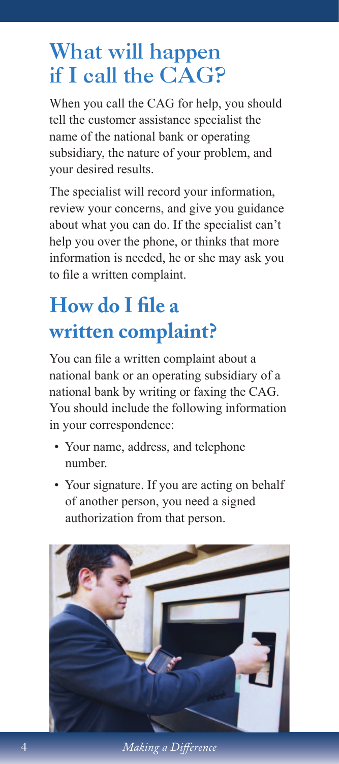## What will happen if I call the CAG?

When you call the CAG for help, you should tell the customer assistance specialist the name of the national bank or operating subsidiary, the nature of your problem, and your desired results.

The specialist will record your information, review your concerns, and give you guidance about what you can do. If the specialist can't help you over the phone, or thinks that more information is needed, he or she may ask you to file a written complaint.

## How do I file a written complaint?

You can file a written complaint about a national bank or an operating subsidiary of a national bank by writing or faxing the CAG. You should include the following information in your correspondence:

- Your name, address, and telephone number.
- Your signature. If you are acting on behalf of another person, you need a signed authorization from that person.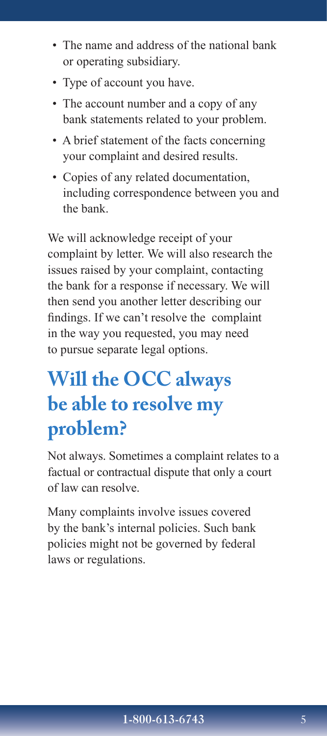- The name and address of the national bank or operating subsidiary.
- Type of account you have.
- The account number and a copy of any bank statements related to your problem.
- A brief statement of the facts concerning your complaint and desired results.
- Copies of any related documentation, including correspondence between you and the bank.

We will acknowledge receipt of your complaint by letter. We will also research the issues raised by your complaint, contacting the bank for a response if necessary. We will then send you another letter describing our findings. If we can't resolve the complaint in the way you requested, you may need to pursue separate legal options.

## Will the OCC always be able to resolve my problem?

Not always. Sometimes a complaint relates to a factual or contractual dispute that only a court of law can resolve.

Many complaints involve issues covered by the bank's internal policies. Such bank policies might not be governed by federal laws or regulations.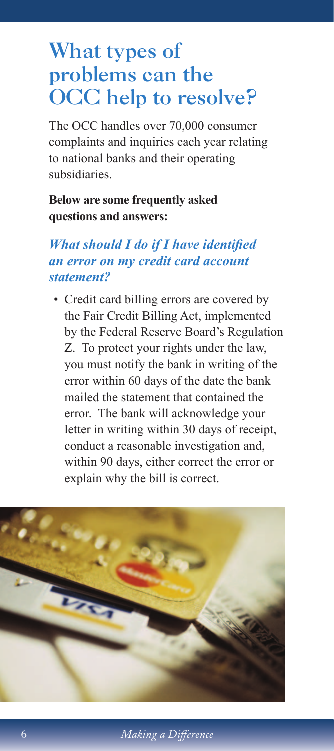# What types of problems can the OCC help to resolve?

The OCC handles over 70,000 consumer complaints and inquiries each year relating to national banks and their operating subsidiaries.

**Below are some frequently asked questions and answers:**

### *What should I do if I have identified an error on my credit card account statement?*

- Credit card billing errors are covered by the Fair Credit Billing Act, implemented by the Federal Reserve Board's Regulation Z. To protect your rights under the law, you must notify the bank in writing of the error within 60 days of the date the bank mailed the statement that contained the error. The bank will acknowledge your letter in writing within 30 days of receipt, conduct a reasonable investigation and, within 90 days, either correct the error or explain why the bill is correct.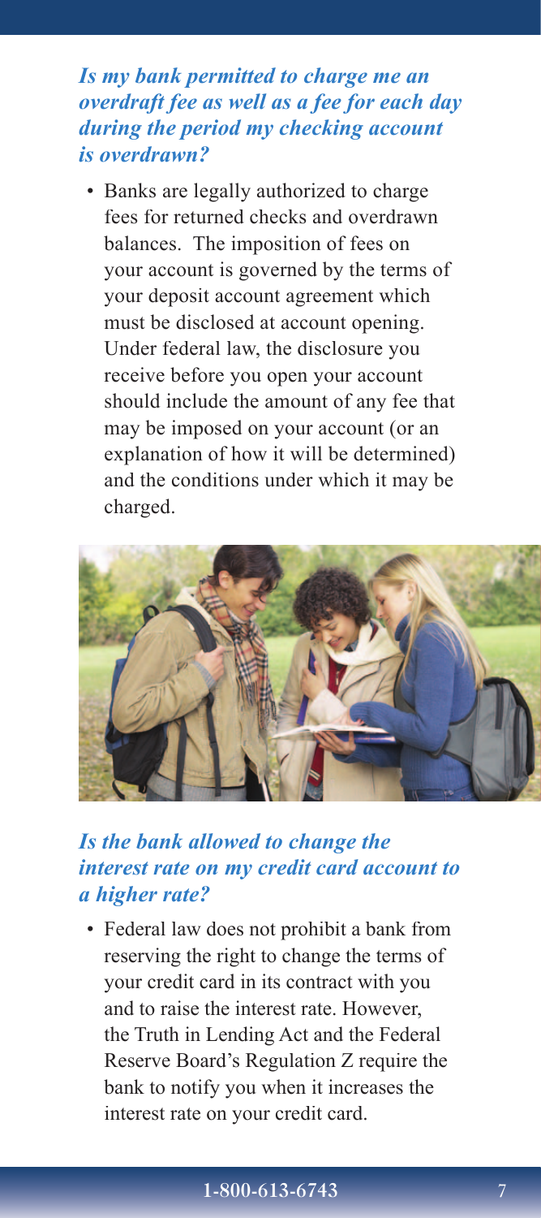### *Is my bank permitted to charge me an overdraft fee as well as a fee for each day during the period my checking account is overdrawn?*

- Banks are legally authorized to charge fees for returned checks and overdrawn balances. The imposition of fees on your account is governed by the terms of your deposit account agreement which must be disclosed at account opening. Under federal law, the disclosure you receive before you open your account should include the amount of any fee that may be imposed on your account (or an explanation of how it will be determined) and the conditions under which it may be charged.

### *Is the bank allowed to change the interest rate on my credit card account to a higher rate?*

- Federal law does not prohibit a bank from reserving the right to change the terms of your credit card in its contract with you and to raise the interest rate. However, the Truth in Lending Act and the Federal Reserve Board's Regulation Z require the bank to notify you when it increases the interest rate on your credit card.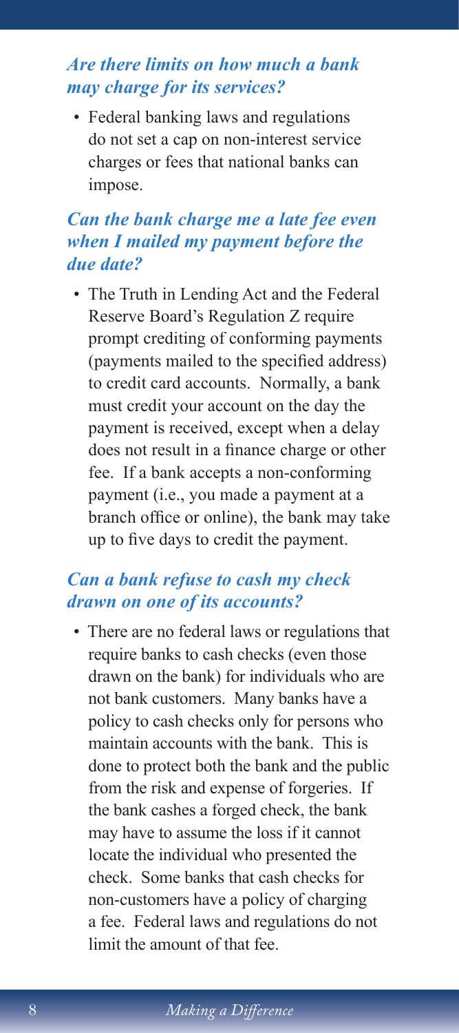### *Are there limits on how much a bank may charge for its services?*

- Federal banking laws and regulations do not set a cap on non-interest service charges or fees that national banks can impose.

### *Can the bank charge me a late fee even when I mailed my payment before the due date?*

- The Truth in Lending Act and the Federal Reserve Board's Regulation Z require prompt crediting of conforming payments (payments mailed to the specified address) to credit card accounts. Normally, a bank must credit your account on the day the payment is received, except when a delay does not result in a finance charge or other fee. If a bank accepts a non-conforming payment (i.e., you made a payment at a branch office or online), the bank may take up to five days to credit the payment.

### *Can a bank refuse to cash my check drawn on one of its accounts?*

- There are no federal laws or regulations that require banks to cash checks (even those drawn on the bank) for individuals who are not bank customers. Many banks have a policy to cash checks only for persons who maintain accounts with the bank. This is done to protect both the bank and the public from the risk and expense of forgeries. If the bank cashes a forged check, the bank may have to assume the loss if it cannot locate the individual who presented the check. Some banks that cash checks for non-customers have a policy of charging a fee. Federal laws and regulations do not limit the amount of that fee.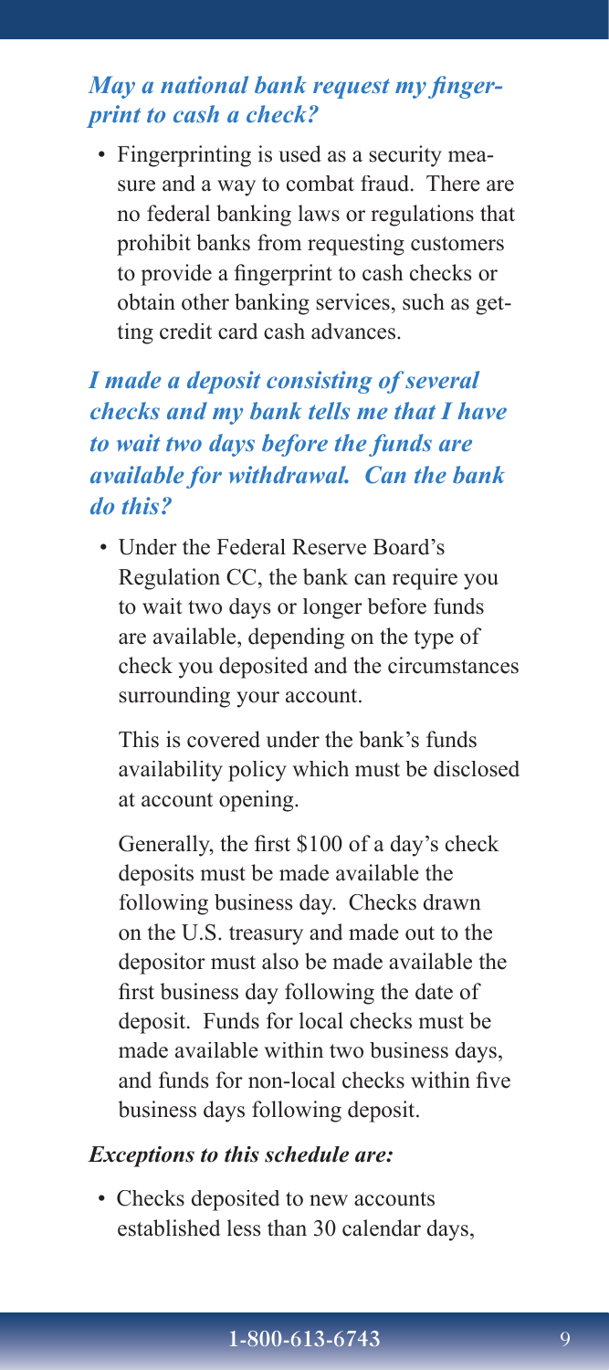### *May a national bank request my fingerprint to cash a check?*

- Fingerprinting is used as a security measure and a way to combat fraud. There are no federal banking laws or regulations that prohibit banks from requesting customers to provide a fingerprint to cash checks or obtain other banking services, such as getting credit card cash advances.

### *I made a deposit consisting of several checks and my bank tells me that I have to wait two days before the funds are available for withdrawal. Can the bank do this?*

- Under the Federal Reserve Board's Regulation CC, the bank can require you to wait two days or longer before funds are available, depending on the type of check you deposited and the circumstances surrounding your account.

  This is covered under the bank's funds availability policy which must be disclosed at account opening.

  Generally, the first $100 of a day's check deposits must be made available the following business day. Checks drawn on the U.S. treasury and made out to the depositor must also be made available the first business day following the date of deposit. Funds for local checks must be made available within two business days, and funds for non-local checks within five business days following deposit.

#### *Exceptions to this schedule are:*

- Checks deposited to new accounts established less than 30 calendar days,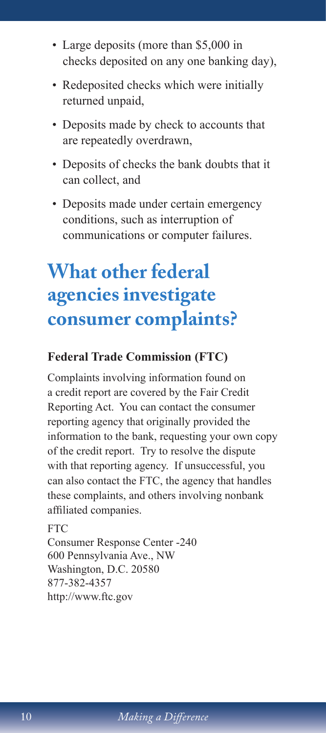- Large deposits (more than $5,000 in checks deposited on any one banking day),
- Redeposited checks which were initially returned unpaid,
- Deposits made by check to accounts that are repeatedly overdrawn,
- Deposits of checks the bank doubts that it can collect, and
- Deposits made under certain emergency conditions, such as interruption of communications or computer failures.

# What other federal agencies investigate consumer complaints?

**Federal Trade Commission (FTC)**

Complaints involving information found on a credit report are covered by the Fair Credit Reporting Act. You can contact the consumer reporting agency that originally provided the information to the bank, requesting your own copy of the credit report. Try to resolve the dispute with that reporting agency. If unsuccessful, you can also contact the FTC, the agency that handles these complaints, and others involving nonbank affiliated companies.

FTC
Consumer Response Center -240
600 Pennsylvania Ave., NW
Washington, D.C. 20580
877-382-4357
http://www.ftc.gov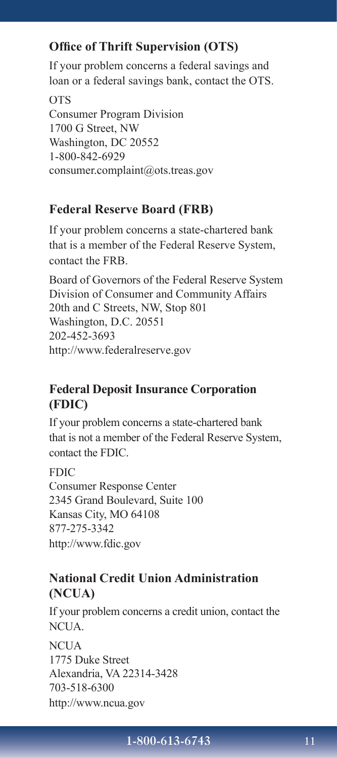## Office of Thrift Supervision (OTS)

If your problem concerns a federal savings and loan or a federal savings bank, contact the OTS.

OTS
Consumer Program Division
1700 G Street, NW
Washington, DC 20552
1-800-842-6929
consumer.complaint@ots.treas.gov

## Federal Reserve Board (FRB)

If your problem concerns a state-chartered bank that is a member of the Federal Reserve System, contact the FRB.

Board of Governors of the Federal Reserve System
Division of Consumer and Community Affairs
20th and C Streets, NW, Stop 801
Washington, D.C. 20551
202-452-3693
http://www.federalreserve.gov

## Federal Deposit Insurance Corporation (FDIC)

If your problem concerns a state-chartered bank that is not a member of the Federal Reserve System, contact the FDIC.

FDIC
Consumer Response Center
2345 Grand Boulevard, Suite 100
Kansas City, MO 64108
877-275-3342
http://www.fdic.gov

## National Credit Union Administration (NCUA)

If your problem concerns a credit union, contact the NCUA.

NCUA
1775 Duke Street
Alexandria, VA 22314-3428
703-518-6300
http://www.ncua.gov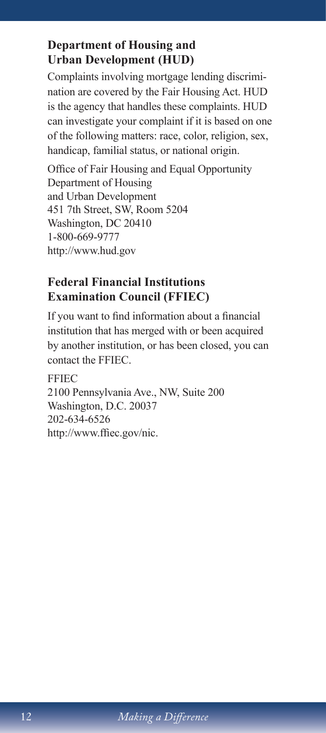## Department of Housing and Urban Development (HUD)

Complaints involving mortgage lending discrimination are covered by the Fair Housing Act. HUD is the agency that handles these complaints. HUD can investigate your complaint if it is based on one of the following matters: race, color, religion, sex, handicap, familial status, or national origin.

Office of Fair Housing and Equal Opportunity
Department of Housing
and Urban Development
451 7th Street, SW, Room 5204
Washington, DC 20410
1-800-669-9777
http://www.hud.gov

## Federal Financial Institutions Examination Council (FFIEC)

If you want to find information about a financial institution that has merged with or been acquired by another institution, or has been closed, you can contact the FFIEC.

FFIEC
2100 Pennsylvania Ave., NW, Suite 200
Washington, D.C. 20037
202-634-6526
http://www.ffiec.gov/nic.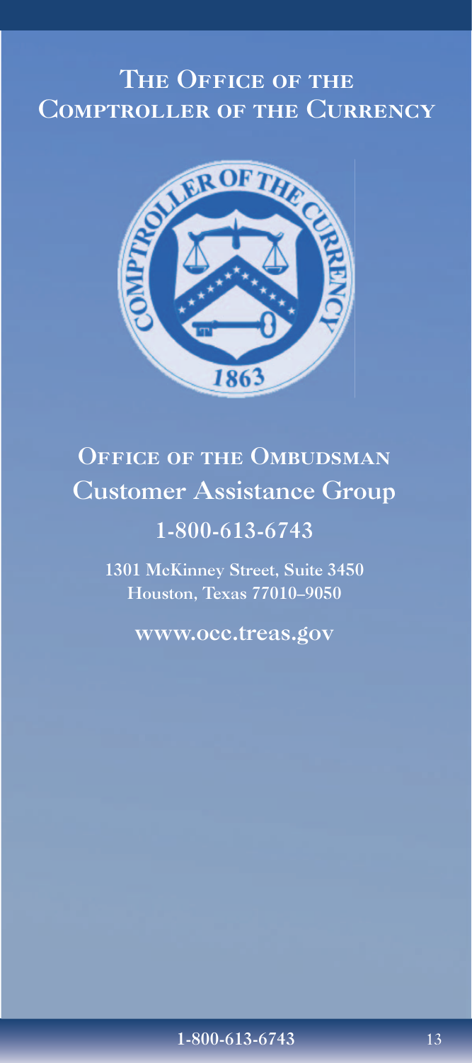# The Office of the Comptroller of the Currency

## Office of the Ombudsman

## Customer Assistance Group

**1-800-613-6743**

**1301 McKinney Street, Suite 3450**
**Houston, Texas 77010–9050**

**www.occ.treas.gov**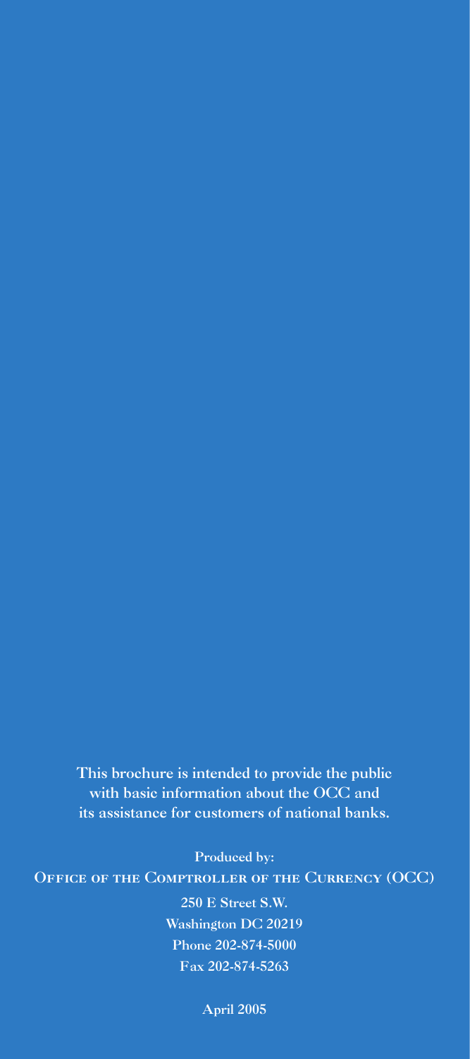**This brochure is intended to provide the public with basic information about the OCC and its assistance for customers of national banks.**

**Produced by:**

**Office of the Comptroller of the Currency (OCC)**

**250 E Street S.W.**
**Washington DC 20219**
**Phone 202-874-5000**
**Fax 202-874-5263**

**April 2005**